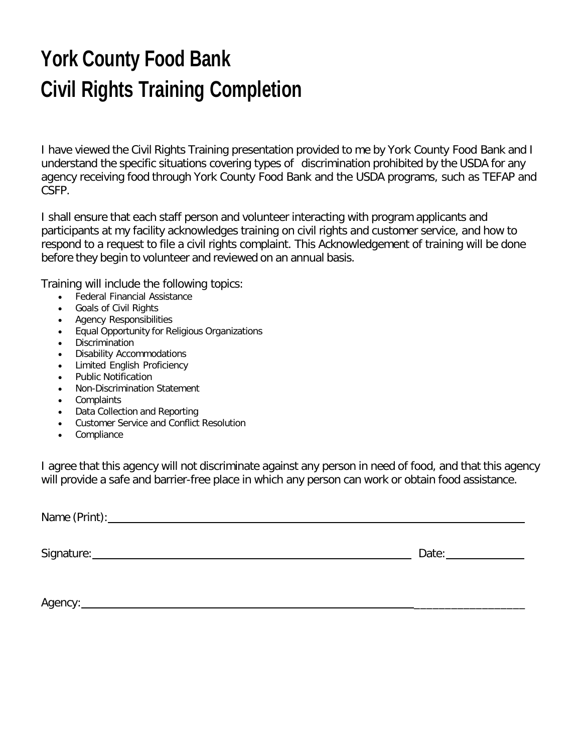# York County Food Bank
# Civil Rights Training Completion

I have viewed the Civil Rights Training presentation provided to me by York County Food Bank and I understand the specific situations covering types of discrimination prohibited by the USDA for any agency receiving food through York County Food Bank and the USDA programs, such as TEFAP and CSFP.

I shall ensure that each staff person and volunteer interacting with program applicants and participants at my facility acknowledges training on civil rights and customer service, and how to respond to a request to file a civil rights complaint. This Acknowledgement of training will be done before they begin to volunteer and reviewed on an annual basis.

Training will include the following topics:

- Federal Financial Assistance
- Goals of Civil Rights
- Agency Responsibilities
- Equal Opportunity for Religious Organizations
- Discrimination
- Disability Accommodations
- Limited English Proficiency
- Public Notification
- Non-Discrimination Statement
- Complaints
- Data Collection and Reporting
- Customer Service and Conflict Resolution
- Compliance

I agree that this agency will not discriminate against any person in need of food, and that this agency will provide a safe and barrier-free place in which any person can work or obtain food assistance.

Name (Print): ______________________________________________________________

Signature: ______________________________________________ Date: ____________

Agency: ________________________________________________________________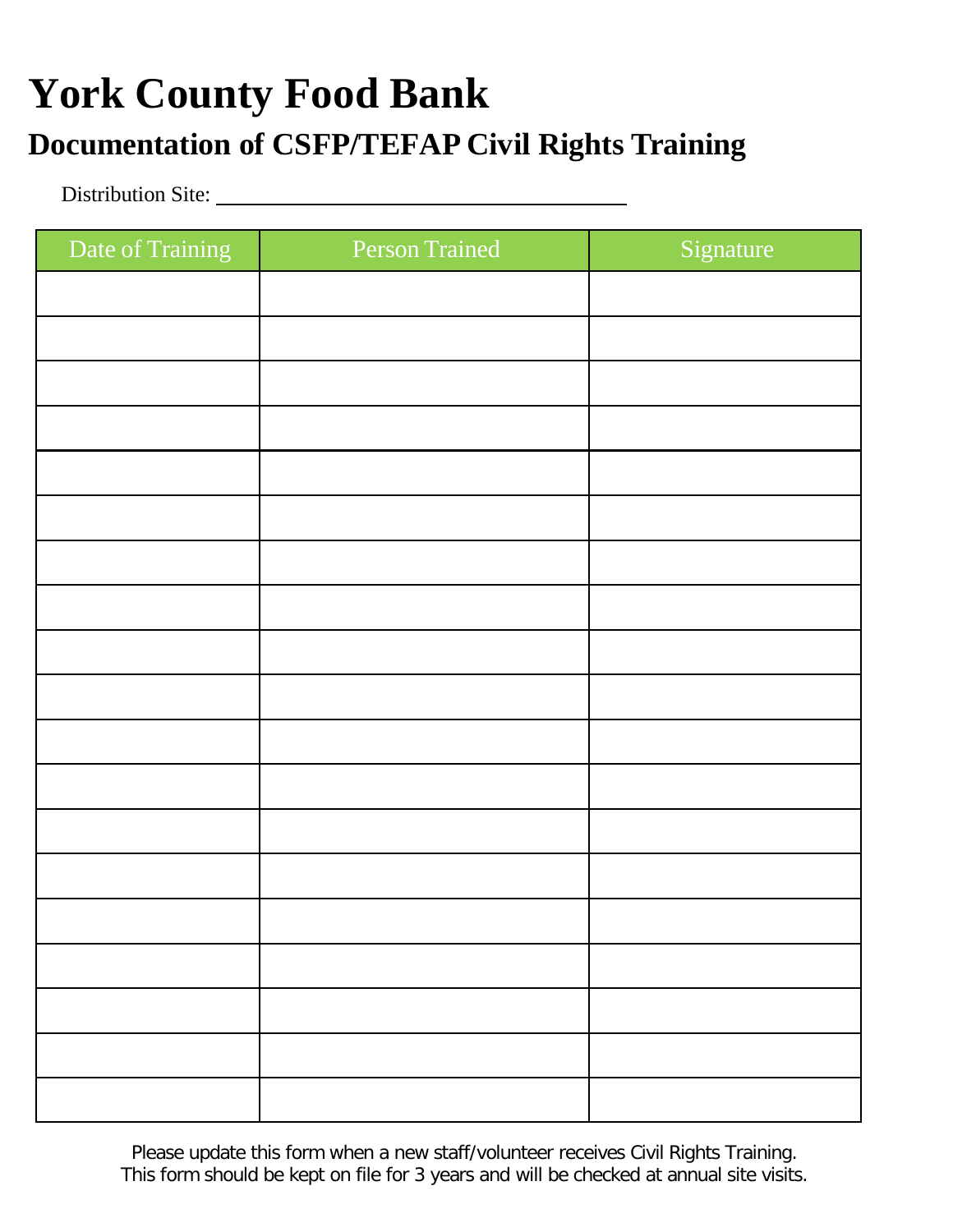# York County Food Bank

## Documentation of CSFP/TEFAP Civil Rights Training

Distribution Site: ______________________________________

| Date of Training | Person Trained | Signature |
|---|---|---|
| | | |
| | | |
| | | |
| | | |
| | | |
| | | |
| | | |
| | | |
| | | |
| | | |
| | | |
| | | |
| | | |
| | | |
| | | |
| | | |
| | | |
| | | |
| | | |

Please update this form when a new staff/volunteer receives Civil Rights Training.
This form should be kept on file for 3 years and will be checked at annual site visits.